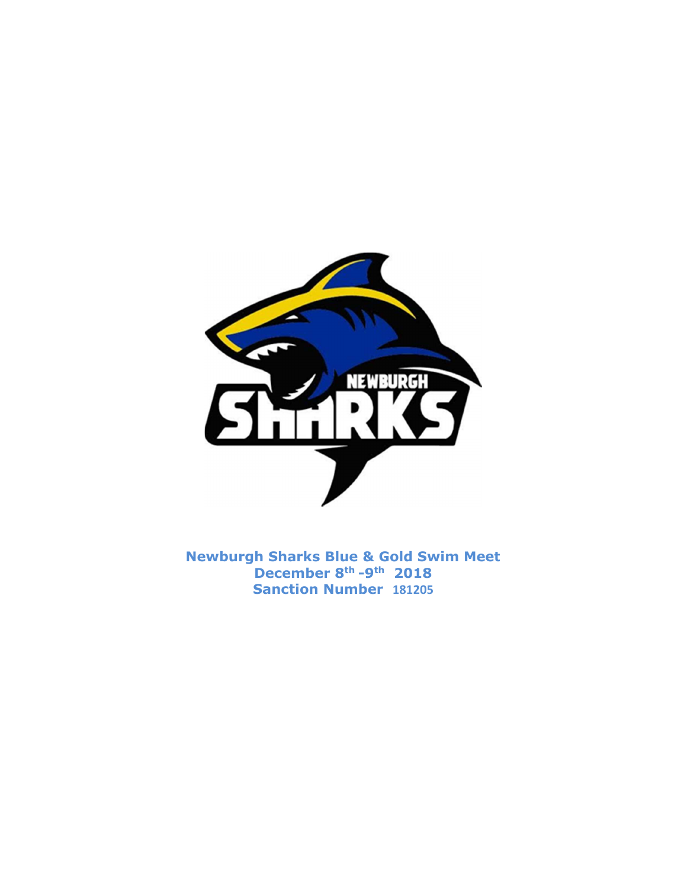**Newburgh Sharks Blue & Gold Swim Meet**
**December 8th -9th 2018**
**Sanction Number 181205**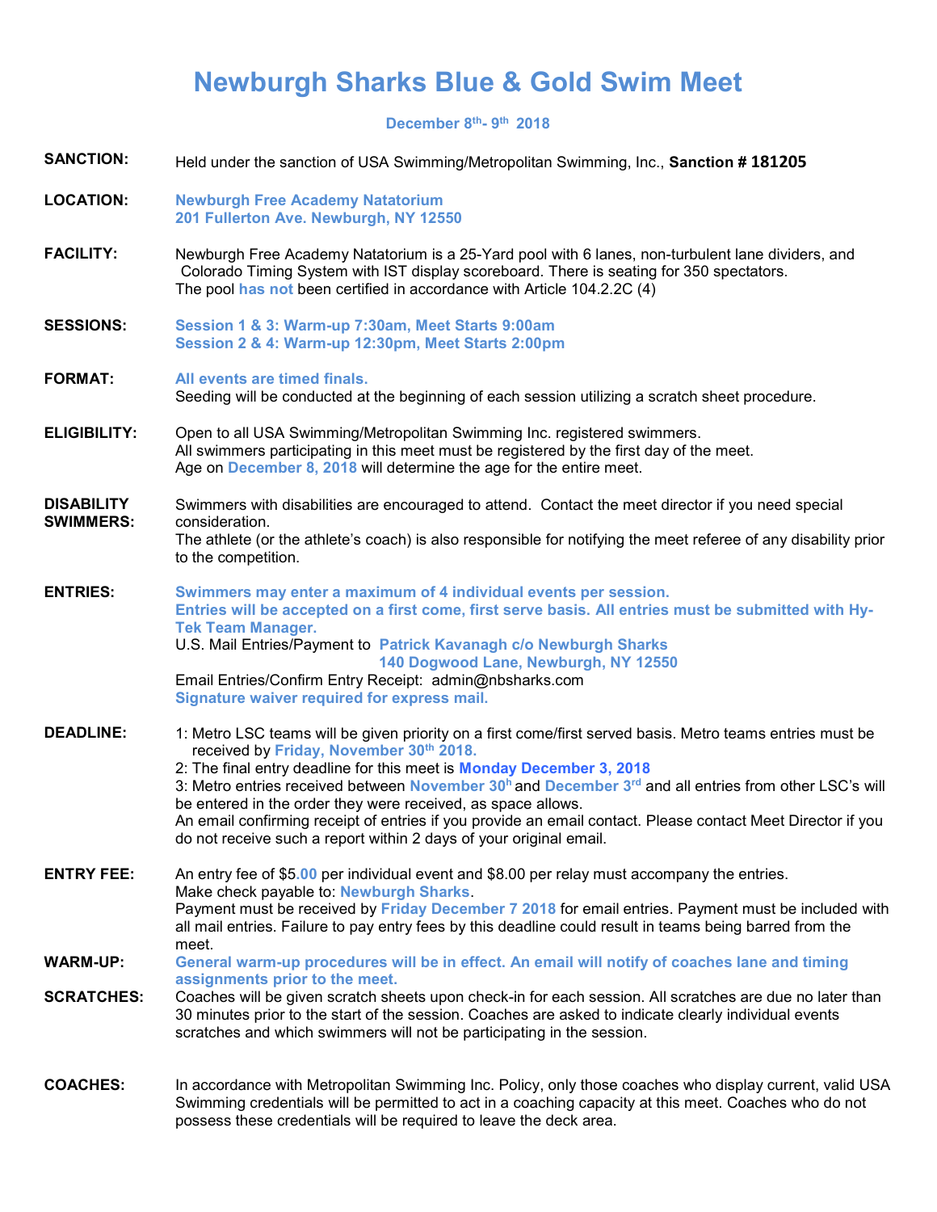# Newburgh Sharks Blue & Gold Swim Meet

**December 8th- 9th 2018**

**SANCTION:** Held under the sanction of USA Swimming/Metropolitan Swimming, Inc., **Sanction # 181205**

**LOCATION:** **Newburgh Free Academy Natatorium**
**201 Fullerton Ave. Newburgh, NY 12550**

**FACILITY:** Newburgh Free Academy Natatorium is a 25-Yard pool with 6 lanes, non-turbulent lane dividers, and Colorado Timing System with IST display scoreboard. There is seating for 350 spectators.
The pool **has not** been certified in accordance with Article 104.2.2C (4)

**SESSIONS:** **Session 1 & 3: Warm-up 7:30am, Meet Starts 9:00am**
**Session 2 & 4: Warm-up 12:30pm, Meet Starts 2:00pm**

**FORMAT:** **All events are timed finals.**
Seeding will be conducted at the beginning of each session utilizing a scratch sheet procedure.

**ELIGIBILITY:** Open to all USA Swimming/Metropolitan Swimming Inc. registered swimmers.
All swimmers participating in this meet must be registered by the first day of the meet.
Age on **December 8, 2018** will determine the age for the entire meet.

**DISABILITY SWIMMERS:** Swimmers with disabilities are encouraged to attend. Contact the meet director if you need special consideration.
The athlete (or the athlete's coach) is also responsible for notifying the meet referee of any disability prior to the competition.

**ENTRIES:** **Swimmers may enter a maximum of 4 individual events per session.**
**Entries will be accepted on a first come, first serve basis. All entries must be submitted with Hy-Tek Team Manager.**
U.S. Mail Entries/Payment to **Patrick Kavanagh c/o Newburgh Sharks**
**140 Dogwood Lane, Newburgh, NY 12550**
Email Entries/Confirm Entry Receipt: admin@nbsharks.com
**Signature waiver required for express mail.**

**DEADLINE:**
1: Metro LSC teams will be given priority on a first come/first served basis. Metro teams entries must be received by **Friday, November 30th 2018.**
2: The final entry deadline for this meet is **Monday December 3, 2018**
3: Metro entries received between **November 30h** and **December 3rd** and all entries from other LSC's will be entered in the order they were received, as space allows.
An email confirming receipt of entries if you provide an email contact. Please contact Meet Director if you do not receive such a report within 2 days of your original email.

**ENTRY FEE:** An entry fee of $5.00 per individual event and $8.00 per relay must accompany the entries.
Make check payable to: **Newburgh Sharks**.
Payment must be received by **Friday December 7 2018** for email entries. Payment must be included with all mail entries. Failure to pay entry fees by this deadline could result in teams being barred from the meet.

**WARM-UP:** **General warm-up procedures will be in effect. An email will notify of coaches lane and timing assignments prior to the meet.**

**SCRATCHES:** Coaches will be given scratch sheets upon check-in for each session. All scratches are due no later than 30 minutes prior to the start of the session. Coaches are asked to indicate clearly individual events scratches and which swimmers will not be participating in the session.

**COACHES:** In accordance with Metropolitan Swimming Inc. Policy, only those coaches who display current, valid USA Swimming credentials will be permitted to act in a coaching capacity at this meet. Coaches who do not possess these credentials will be required to leave the deck area.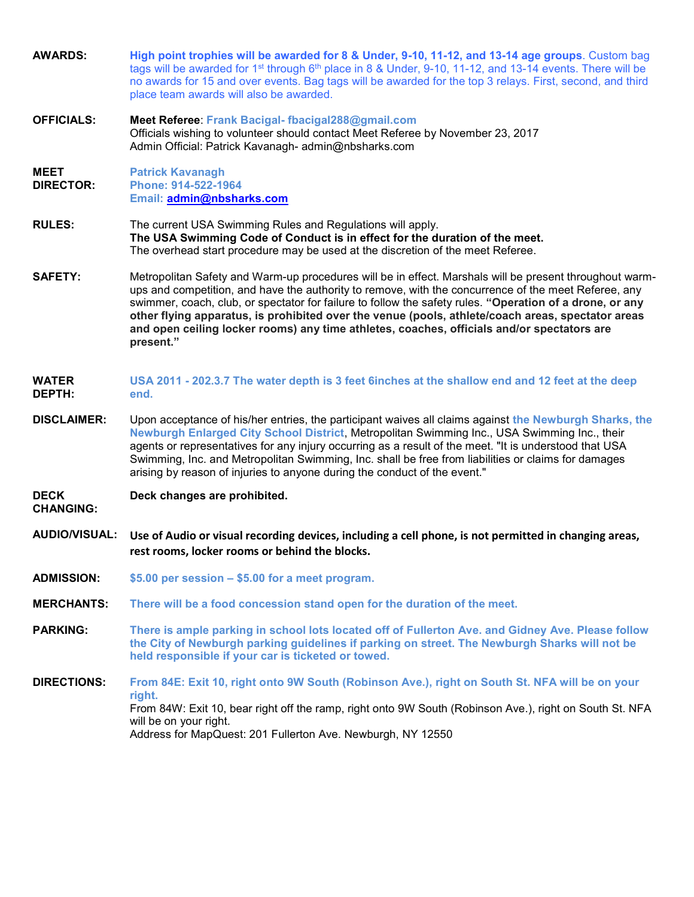**AWARDS:** **High point trophies will be awarded for 8 & Under, 9-10, 11-12, and 13-14 age groups**. Custom bag tags will be awarded for 1st through 6th place in 8 & Under, 9-10, 11-12, and 13-14 events. There will be no awards for 15 and over events. Bag tags will be awarded for the top 3 relays. First, second, and third place team awards will also be awarded.

**OFFICIALS:** **Meet Referee**: **Frank Bacigal- fbacigal288@gmail.com**
Officials wishing to volunteer should contact Meet Referee by November 23, 2017
Admin Official: Patrick Kavanagh- admin@nbsharks.com

**MEET DIRECTOR:** **Patrick Kavanagh**
**Phone: 914-522-1964**
**Email: admin@nbsharks.com**

**RULES:** The current USA Swimming Rules and Regulations will apply.
**The USA Swimming Code of Conduct is in effect for the duration of the meet.**
The overhead start procedure may be used at the discretion of the meet Referee.

**SAFETY:** Metropolitan Safety and Warm-up procedures will be in effect. Marshals will be present throughout warm-ups and competition, and have the authority to remove, with the concurrence of the meet Referee, any swimmer, coach, club, or spectator for failure to follow the safety rules. **"Operation of a drone, or any other flying apparatus, is prohibited over the venue (pools, athlete/coach areas, spectator areas and open ceiling locker rooms) any time athletes, coaches, officials and/or spectators are present."**

**WATER DEPTH:** **USA 2011 - 202.3.7 The water depth is 3 feet 6inches at the shallow end and 12 feet at the deep end.**

**DISCLAIMER:** Upon acceptance of his/her entries, the participant waives all claims against **the Newburgh Sharks, the Newburgh Enlarged City School District**, Metropolitan Swimming Inc., USA Swimming Inc., their agents or representatives for any injury occurring as a result of the meet. "It is understood that USA Swimming, Inc. and Metropolitan Swimming, Inc. shall be free from liabilities or claims for damages arising by reason of injuries to anyone during the conduct of the event."

**DECK CHANGING:** **Deck changes are prohibited.**

**AUDIO/VISUAL:** **Use of Audio or visual recording devices, including a cell phone, is not permitted in changing areas, rest rooms, locker rooms or behind the blocks.**

**ADMISSION:** **$5.00 per session – $5.00 for a meet program.**

**MERCHANTS:** **There will be a food concession stand open for the duration of the meet.**

**PARKING:** **There is ample parking in school lots located off of Fullerton Ave. and Gidney Ave. Please follow the City of Newburgh parking guidelines if parking on street. The Newburgh Sharks will not be held responsible if your car is ticketed or towed.**

**DIRECTIONS:** **From 84E: Exit 10, right onto 9W South (Robinson Ave.), right on South St. NFA will be on your right.**
From 84W: Exit 10, bear right off the ramp, right onto 9W South (Robinson Ave.), right on South St. NFA will be on your right.
Address for MapQuest: 201 Fullerton Ave. Newburgh, NY 12550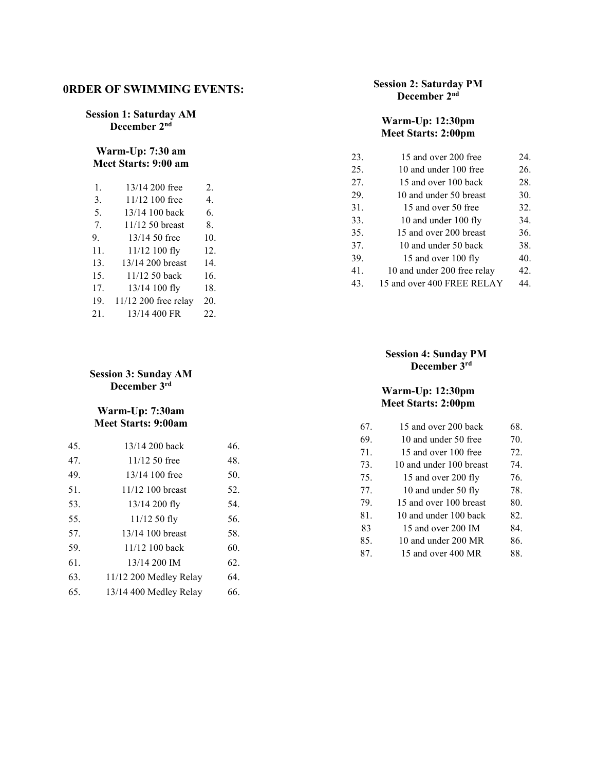# 0RDER OF SWIMMING EVENTS:

**Session 1: Saturday AM**
**December 2nd**

**Warm-Up: 7:30 am**
**Meet Starts: 9:00 am**

| | | |
|---|---|---|
| 1. | 13/14 200 free | 2. |
| 3. | 11/12 100 free | 4. |
| 5. | 13/14 100 back | 6. |
| 7. | 11/12 50 breast | 8. |
| 9. | 13/14 50 free | 10. |
| 11. | 11/12 100 fly | 12. |
| 13. | 13/14 200 breast | 14. |
| 15. | 11/12 50 back | 16. |
| 17. | 13/14 100 fly | 18. |
| 19. | 11/12 200 free relay | 20. |
| 21. | 13/14 400 FR | 22. |

**Session 2: Saturday PM**
**December 2nd**

**Warm-Up: 12:30pm**
**Meet Starts: 2:00pm**

| | | |
|---|---|---|
| 23. | 15 and over 200 free | 24. |
| 25. | 10 and under 100 free | 26. |
| 27. | 15 and over 100 back | 28. |
| 29. | 10 and under 50 breast | 30. |
| 31. | 15 and over 50 free | 32. |
| 33. | 10 and under 100 fly | 34. |
| 35. | 15 and over 200 breast | 36. |
| 37. | 10 and under 50 back | 38. |
| 39. | 15 and over 100 fly | 40. |
| 41. | 10 and under 200 free relay | 42. |
| 43. | 15 and over 400 FREE RELAY | 44. |

**Session 3: Sunday AM**
**December 3rd**

**Warm-Up: 7:30am**
**Meet Starts: 9:00am**

| | | |
|---|---|---|
| 45. | 13/14 200 back | 46. |
| 47. | 11/12 50 free | 48. |
| 49. | 13/14 100 free | 50. |
| 51. | 11/12 100 breast | 52. |
| 53. | 13/14 200 fly | 54. |
| 55. | 11/12 50 fly | 56. |
| 57. | 13/14 100 breast | 58. |
| 59. | 11/12 100 back | 60. |
| 61. | 13/14 200 IM | 62. |
| 63. | 11/12 200 Medley Relay | 64. |
| 65. | 13/14 400 Medley Relay | 66. |

**Session 4: Sunday PM**
**December 3rd**

**Warm-Up: 12:30pm**
**Meet Starts: 2:00pm**

| | | |
|---|---|---|
| 67. | 15 and over 200 back | 68. |
| 69. | 10 and under 50 free | 70. |
| 71. | 15 and over 100 free | 72. |
| 73. | 10 and under 100 breast | 74. |
| 75. | 15 and over 200 fly | 76. |
| 77. | 10 and under 50 fly | 78. |
| 79. | 15 and over 100 breast | 80. |
| 81. | 10 and under 100 back | 82. |
| 83 | 15 and over 200 IM | 84. |
| 85. | 10 and under 200 MR | 86. |
| 87. | 15 and over 400 MR | 88. |